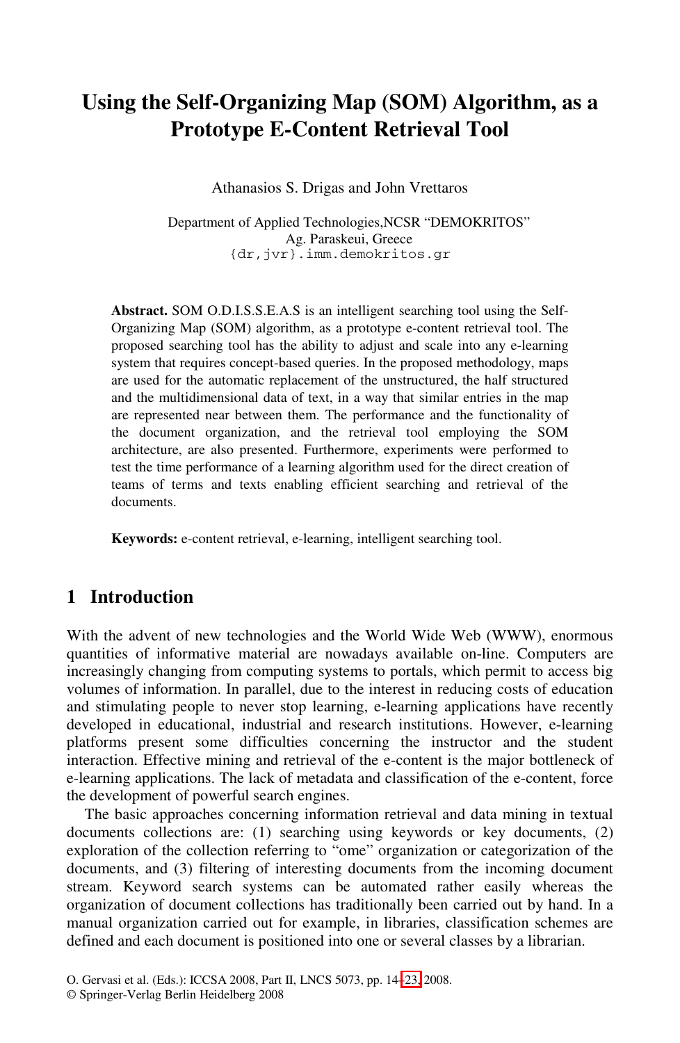# Using the Self-Organizing Map (SOM) Algorithm, as a Prototype E-Content Retrieval Tool

Athanasios S. Drigas and John Vrettaros

Department of Applied Technologies, NCSR "DEMOKRITOS"
Ag. Paraskeui, Greece
{dr,jvr}.imm.demokritos.gr

**Abstract.** SOM O.D.I.S.S.E.A.S is an intelligent searching tool using the Self-Organizing Map (SOM) algorithm, as a prototype e-content retrieval tool. The proposed searching tool has the ability to adjust and scale into any e-learning system that requires concept-based queries. In the proposed methodology, maps are used for the automatic replacement of the unstructured, the half structured and the multidimensional data of text, in a way that similar entries in the map are represented near between them. The performance and the functionality of the document organization, and the retrieval tool employing the SOM architecture, are also presented. Furthermore, experiments were performed to test the time performance of a learning algorithm used for the direct creation of teams of terms and texts enabling efficient searching and retrieval of the documents.

**Keywords:** e-content retrieval, e-learning, intelligent searching tool.

## 1 Introduction

With the advent of new technologies and the World Wide Web (WWW), enormous quantities of informative material are nowadays available on-line. Computers are increasingly changing from computing systems to portals, which permit to access big volumes of information. In parallel, due to the interest in reducing costs of education and stimulating people to never stop learning, e-learning applications have recently developed in educational, industrial and research institutions. However, e-learning platforms present some difficulties concerning the instructor and the student interaction. Effective mining and retrieval of the e-content is the major bottleneck of e-learning applications. The lack of metadata and classification of the e-content, force the development of powerful search engines.

The basic approaches concerning information retrieval and data mining in textual documents collections are: (1) searching using keywords or key documents, (2) exploration of the collection referring to "ome" organization or categorization of the documents, and (3) filtering of interesting documents from the incoming document stream. Keyword search systems can be automated rather easily whereas the organization of document collections has traditionally been carried out by hand. In a manual organization carried out for example, in libraries, classification schemes are defined and each document is positioned into one or several classes by a librarian.

O. Gervasi et al. (Eds.): ICCSA 2008, Part II, LNCS 5073, pp. 14–23, 2008.
© Springer-Verlag Berlin Heidelberg 2008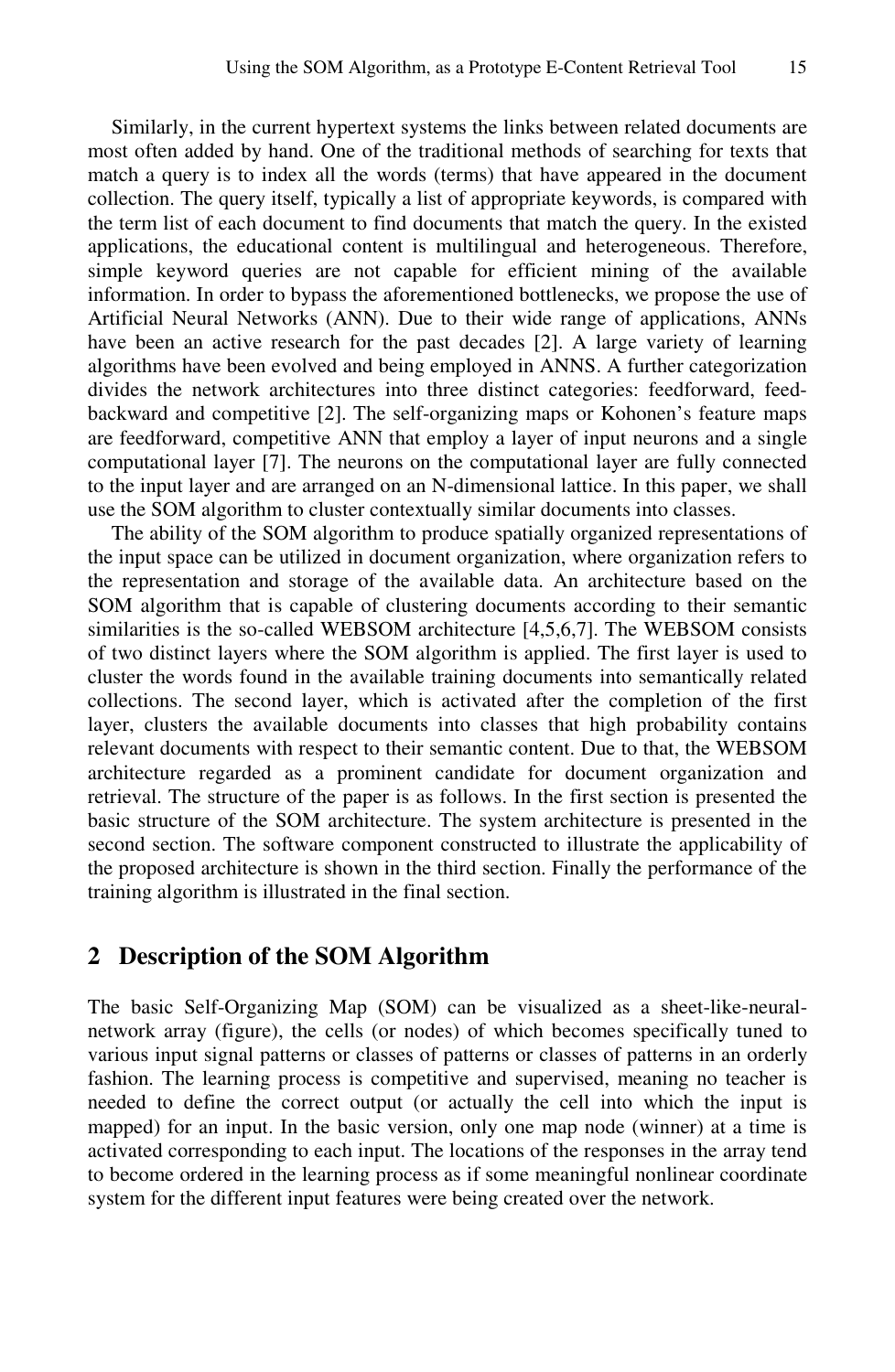Similarly, in the current hypertext systems the links between related documents are most often added by hand. One of the traditional methods of searching for texts that match a query is to index all the words (terms) that have appeared in the document collection. The query itself, typically a list of appropriate keywords, is compared with the term list of each document to find documents that match the query. In the existed applications, the educational content is multilingual and heterogeneous. Therefore, simple keyword queries are not capable for efficient mining of the available information. In order to bypass the aforementioned bottlenecks, we propose the use of Artificial Neural Networks (ANN). Due to their wide range of applications, ANNs have been an active research for the past decades [2]. A large variety of learning algorithms have been evolved and being employed in ANNS. A further categorization divides the network architectures into three distinct categories: feedforward, feed-backward and competitive [2]. The self-organizing maps or Kohonen's feature maps are feedforward, competitive ANN that employ a layer of input neurons and a single computational layer [7]. The neurons on the computational layer are fully connected to the input layer and are arranged on an N-dimensional lattice. In this paper, we shall use the SOM algorithm to cluster contextually similar documents into classes.

The ability of the SOM algorithm to produce spatially organized representations of the input space can be utilized in document organization, where organization refers to the representation and storage of the available data. An architecture based on the SOM algorithm that is capable of clustering documents according to their semantic similarities is the so-called WEBSOM architecture [4,5,6,7]. The WEBSOM consists of two distinct layers where the SOM algorithm is applied. The first layer is used to cluster the words found in the available training documents into semantically related collections. The second layer, which is activated after the completion of the first layer, clusters the available documents into classes that high probability contains relevant documents with respect to their semantic content. Due to that, the WEBSOM architecture regarded as a prominent candidate for document organization and retrieval. The structure of the paper is as follows. In the first section is presented the basic structure of the SOM architecture. The system architecture is presented in the second section. The software component constructed to illustrate the applicability of the proposed architecture is shown in the third section. Finally the performance of the training algorithm is illustrated in the final section.

## 2 Description of the SOM Algorithm

The basic Self-Organizing Map (SOM) can be visualized as a sheet-like-neural-network array (figure), the cells (or nodes) of which becomes specifically tuned to various input signal patterns or classes of patterns or classes of patterns in an orderly fashion. The learning process is competitive and supervised, meaning no teacher is needed to define the correct output (or actually the cell into which the input is mapped) for an input. In the basic version, only one map node (winner) at a time is activated corresponding to each input. The locations of the responses in the array tend to become ordered in the learning process as if some meaningful nonlinear coordinate system for the different input features were being created over the network.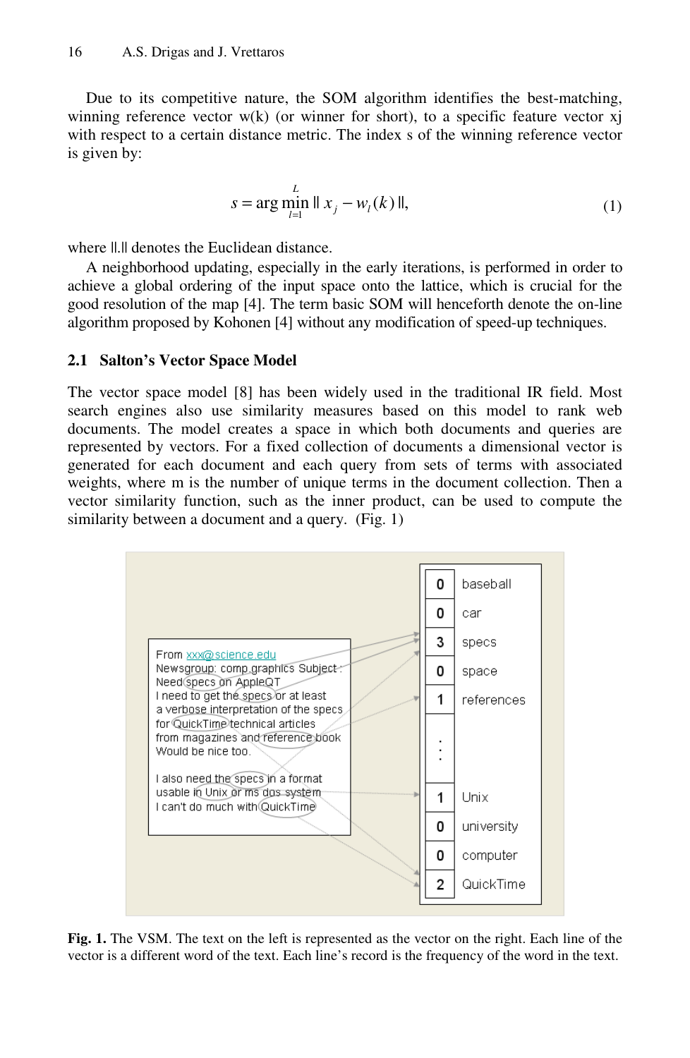Due to its competitive nature, the SOM algorithm identifies the best-matching, winning reference vector w(k) (or winner for short), to a specific feature vector xj with respect to a certain distance metric. The index s of the winning reference vector is given by:

$$s = \arg \min_{l=1}^{L} \| x_j - w_l(k) \|, \tag{1}$$

where ||.|| denotes the Euclidean distance.

A neighborhood updating, especially in the early iterations, is performed in order to achieve a global ordering of the input space onto the lattice, which is crucial for the good resolution of the map [4]. The term basic SOM will henceforth denote the on-line algorithm proposed by Kohonen [4] without any modification of speed-up techniques.

### 2.1 Salton's Vector Space Model

The vector space model [8] has been widely used in the traditional IR field. Most search engines also use similarity measures based on this model to rank web documents. The model creates a space in which both documents and queries are represented by vectors. For a fixed collection of documents a dimensional vector is generated for each document and each query from sets of terms with associated weights, where m is the number of unique terms in the document collection. Then a vector similarity function, such as the inner product, can be used to compute the similarity between a document and a query. (Fig. 1)

**Fig. 1.** The VSM. The text on the left is represented as the vector on the right. Each line of the vector is a different word of the text. Each line's record is the frequency of the word in the text.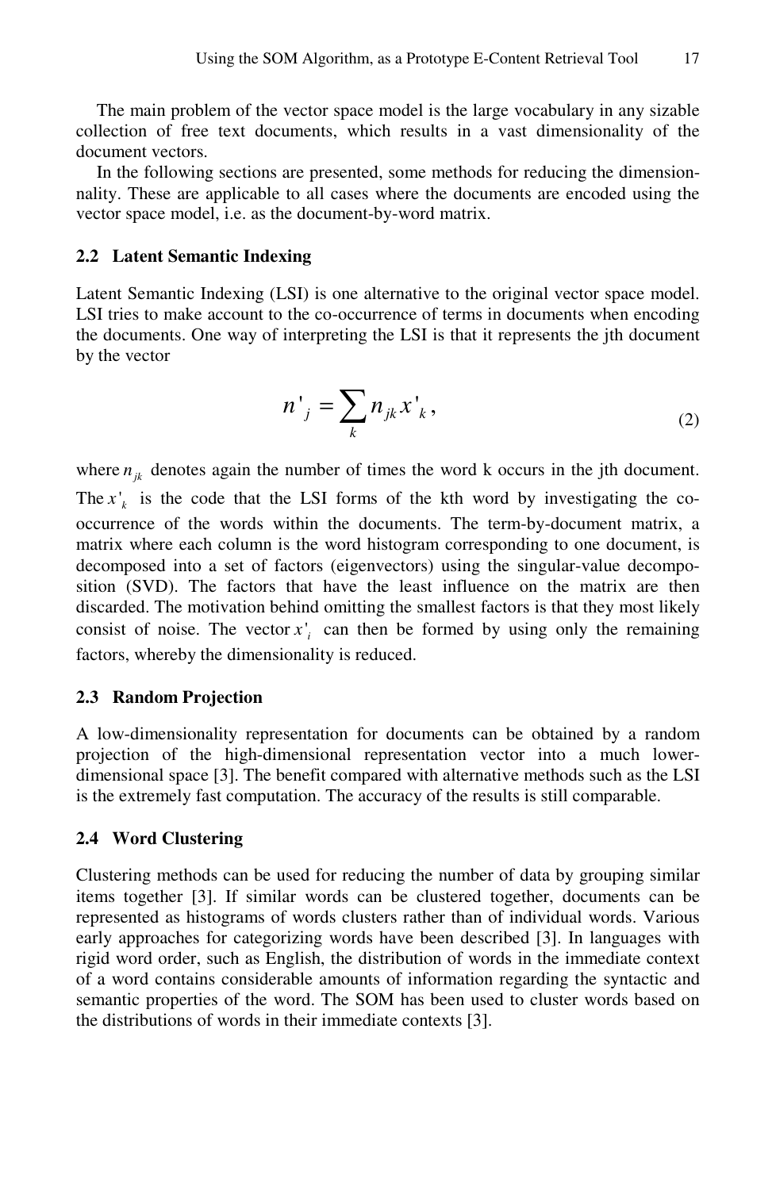The main problem of the vector space model is the large vocabulary in any sizable collection of free text documents, which results in a vast dimensionality of the document vectors.

In the following sections are presented, some methods for reducing the dimension-nality. These are applicable to all cases where the documents are encoded using the vector space model, i.e. as the document-by-word matrix.

### 2.2 Latent Semantic Indexing

Latent Semantic Indexing (LSI) is one alternative to the original vector space model. LSI tries to make account to the co-occurrence of terms in documents when encoding the documents. One way of interpreting the LSI is that it represents the jth document by the vector

$$n'_j = \sum_k n_{jk} x'_k , \tag{2}$$

where $n_{jk}$ denotes again the number of times the word k occurs in the jth document. The $x'_k$ is the code that the LSI forms of the kth word by investigating the co-occurrence of the words within the documents. The term-by-document matrix, a matrix where each column is the word histogram corresponding to one document, is decomposed into a set of factors (eigenvectors) using the singular-value decomposition (SVD). The factors that have the least influence on the matrix are then discarded. The motivation behind omitting the smallest factors is that they most likely consist of noise. The vector $x'_i$ can then be formed by using only the remaining factors, whereby the dimensionality is reduced.

### 2.3 Random Projection

A low-dimensionality representation for documents can be obtained by a random projection of the high-dimensional representation vector into a much lower-dimensional space [3]. The benefit compared with alternative methods such as the LSI is the extremely fast computation. The accuracy of the results is still comparable.

### 2.4 Word Clustering

Clustering methods can be used for reducing the number of data by grouping similar items together [3]. If similar words can be clustered together, documents can be represented as histograms of words clusters rather than of individual words. Various early approaches for categorizing words have been described [3]. In languages with rigid word order, such as English, the distribution of words in the immediate context of a word contains considerable amounts of information regarding the syntactic and semantic properties of the word. The SOM has been used to cluster words based on the distributions of words in their immediate contexts [3].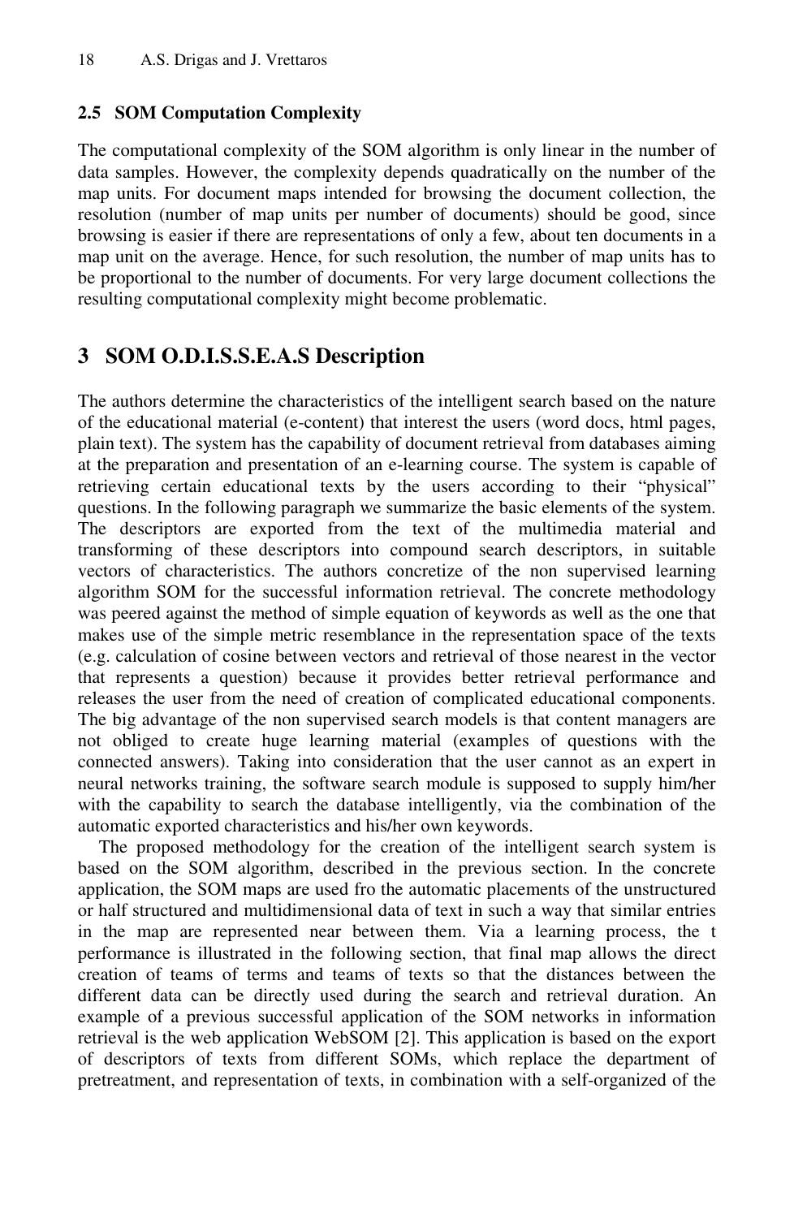### 2.5 SOM Computation Complexity

The computational complexity of the SOM algorithm is only linear in the number of data samples. However, the complexity depends quadratically on the number of the map units. For document maps intended for browsing the document collection, the resolution (number of map units per number of documents) should be good, since browsing is easier if there are representations of only a few, about ten documents in a map unit on the average. Hence, for such resolution, the number of map units has to be proportional to the number of documents. For very large document collections the resulting computational complexity might become problematic.

## 3 SOM O.D.I.S.S.E.A.S Description

The authors determine the characteristics of the intelligent search based on the nature of the educational material (e-content) that interest the users (word docs, html pages, plain text). The system has the capability of document retrieval from databases aiming at the preparation and presentation of an e-learning course. The system is capable of retrieving certain educational texts by the users according to their "physical" questions. In the following paragraph we summarize the basic elements of the system. The descriptors are exported from the text of the multimedia material and transforming of these descriptors into compound search descriptors, in suitable vectors of characteristics. The authors concretize of the non supervised learning algorithm SOM for the successful information retrieval. The concrete methodology was peered against the method of simple equation of keywords as well as the one that makes use of the simple metric resemblance in the representation space of the texts (e.g. calculation of cosine between vectors and retrieval of those nearest in the vector that represents a question) because it provides better retrieval performance and releases the user from the need of creation of complicated educational components. The big advantage of the non supervised search models is that content managers are not obliged to create huge learning material (examples of questions with the connected answers). Taking into consideration that the user cannot as an expert in neural networks training, the software search module is supposed to supply him/her with the capability to search the database intelligently, via the combination of the automatic exported characteristics and his/her own keywords.

The proposed methodology for the creation of the intelligent search system is based on the SOM algorithm, described in the previous section. In the concrete application, the SOM maps are used fro the automatic placements of the unstructured or half structured and multidimensional data of text in such a way that similar entries in the map are represented near between them. Via a learning process, the t performance is illustrated in the following section, that final map allows the direct creation of teams of terms and teams of texts so that the distances between the different data can be directly used during the search and retrieval duration. An example of a previous successful application of the SOM networks in information retrieval is the web application WebSOM [2]. This application is based on the export of descriptors of texts from different SOMs, which replace the department of pretreatment, and representation of texts, in combination with a self-organized of the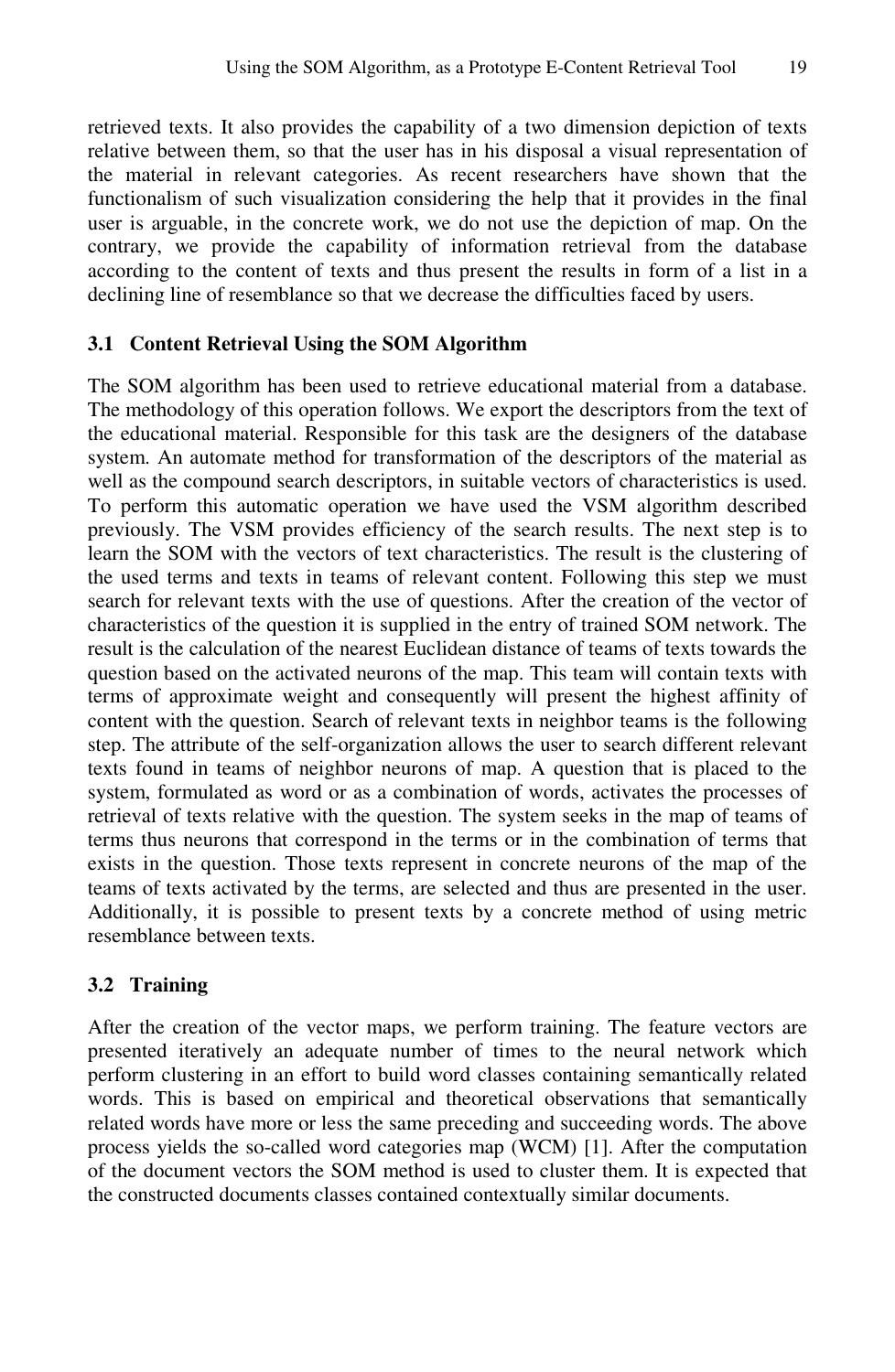retrieved texts. It also provides the capability of a two dimension depiction of texts relative between them, so that the user has in his disposal a visual representation of the material in relevant categories. As recent researchers have shown that the functionalism of such visualization considering the help that it provides in the final user is arguable, in the concrete work, we do not use the depiction of map. On the contrary, we provide the capability of information retrieval from the database according to the content of texts and thus present the results in form of a list in a declining line of resemblance so that we decrease the difficulties faced by users.

### 3.1 Content Retrieval Using the SOM Algorithm

The SOM algorithm has been used to retrieve educational material from a database. The methodology of this operation follows. We export the descriptors from the text of the educational material. Responsible for this task are the designers of the database system. An automate method for transformation of the descriptors of the material as well as the compound search descriptors, in suitable vectors of characteristics is used. To perform this automatic operation we have used the VSM algorithm described previously. The VSM provides efficiency of the search results. The next step is to learn the SOM with the vectors of text characteristics. The result is the clustering of the used terms and texts in teams of relevant content. Following this step we must search for relevant texts with the use of questions. After the creation of the vector of characteristics of the question it is supplied in the entry of trained SOM network. The result is the calculation of the nearest Euclidean distance of teams of texts towards the question based on the activated neurons of the map. This team will contain texts with terms of approximate weight and consequently will present the highest affinity of content with the question. Search of relevant texts in neighbor teams is the following step. The attribute of the self-organization allows the user to search different relevant texts found in teams of neighbor neurons of map. A question that is placed to the system, formulated as word or as a combination of words, activates the processes of retrieval of texts relative with the question. The system seeks in the map of teams of terms thus neurons that correspond in the terms or in the combination of terms that exists in the question. Those texts represent in concrete neurons of the map of the teams of texts activated by the terms, are selected and thus are presented in the user. Additionally, it is possible to present texts by a concrete method of using metric resemblance between texts.

### 3.2 Training

After the creation of the vector maps, we perform training. The feature vectors are presented iteratively an adequate number of times to the neural network which perform clustering in an effort to build word classes containing semantically related words. This is based on empirical and theoretical observations that semantically related words have more or less the same preceding and succeeding words. The above process yields the so-called word categories map (WCM) [1]. After the computation of the document vectors the SOM method is used to cluster them. It is expected that the constructed documents classes contained contextually similar documents.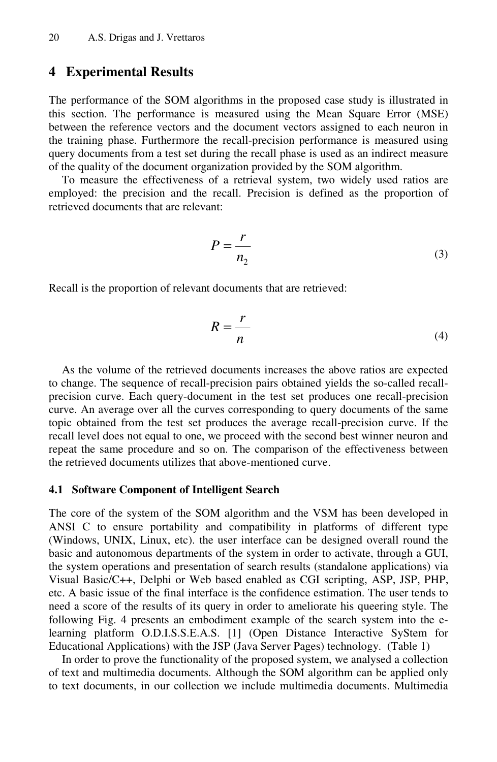## 4 Experimental Results

The performance of the SOM algorithms in the proposed case study is illustrated in this section. The performance is measured using the Mean Square Error (MSE) between the reference vectors and the document vectors assigned to each neuron in the training phase. Furthermore the recall-precision performance is measured using query documents from a test set during the recall phase is used as an indirect measure of the quality of the document organization provided by the SOM algorithm.

To measure the effectiveness of a retrieval system, two widely used ratios are employed: the precision and the recall. Precision is defined as the proportion of retrieved documents that are relevant:

$$P = \frac{r}{n_2} \tag{3}$$

Recall is the proportion of relevant documents that are retrieved:

$$R = \frac{r}{n} \tag{4}$$

As the volume of the retrieved documents increases the above ratios are expected to change. The sequence of recall-precision pairs obtained yields the so-called recall-precision curve. Each query-document in the test set produces one recall-precision curve. An average over all the curves corresponding to query documents of the same topic obtained from the test set produces the average recall-precision curve. If the recall level does not equal to one, we proceed with the second best winner neuron and repeat the same procedure and so on. The comparison of the effectiveness between the retrieved documents utilizes that above-mentioned curve.

### 4.1 Software Component of Intelligent Search

The core of the system of the SOM algorithm and the VSM has been developed in ANSI C to ensure portability and compatibility in platforms of different type (Windows, UNIX, Linux, etc). the user interface can be designed overall round the basic and autonomous departments of the system in order to activate, through a GUI, the system operations and presentation of search results (standalone applications) via Visual Basic/C++, Delphi or Web based enabled as CGI scripting, ASP, JSP, PHP, etc. A basic issue of the final interface is the confidence estimation. The user tends to need a score of the results of its query in order to ameliorate his queering style. The following Fig. 4 presents an embodiment example of the search system into the e-learning platform O.D.I.S.S.E.A.S. [1] (Open Distance Interactive SyStem for Educational Applications) with the JSP (Java Server Pages) technology. (Table 1)

In order to prove the functionality of the proposed system, we analysed a collection of text and multimedia documents. Although the SOM algorithm can be applied only to text documents, in our collection we include multimedia documents. Multimedia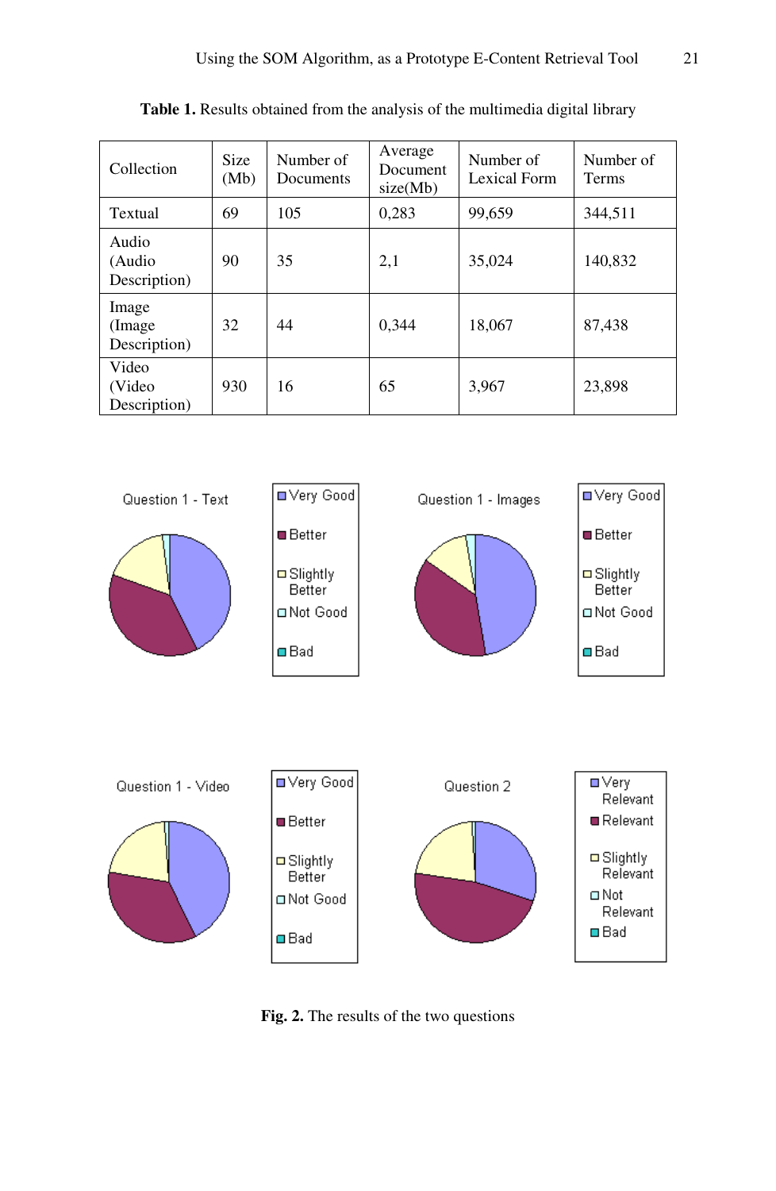**Table 1.** Results obtained from the analysis of the multimedia digital library

| Collection | Size (Mb) | Number of Documents | Average Document size(Mb) | Number of Lexical Form | Number of Terms |
|---|---|---|---|---|---|
| Textual | 69 | 105 | 0,283 | 99,659 | 344,511 |
| Audio (Audio Description) | 90 | 35 | 2,1 | 35,024 | 140,832 |
| Image (Image Description) | 32 | 44 | 0,344 | 18,067 | 87,438 |
| Video (Video Description) | 930 | 16 | 65 | 3,967 | 23,898 |

Question 1 - Text

- Very Good
- Better
- Slightly Better
- Not Good
- Bad

Question 1 - Images

- Very Good
- Better
- Slightly Better
- Not Good
- Bad

Question 1 - Video

- Very Good
- Better
- Slightly Better
- Not Good
- Bad

Question 2

- Very Relevant
- Relevant
- Slightly Relevant
- Not Relevant
- Bad

**Fig. 2.** The results of the two questions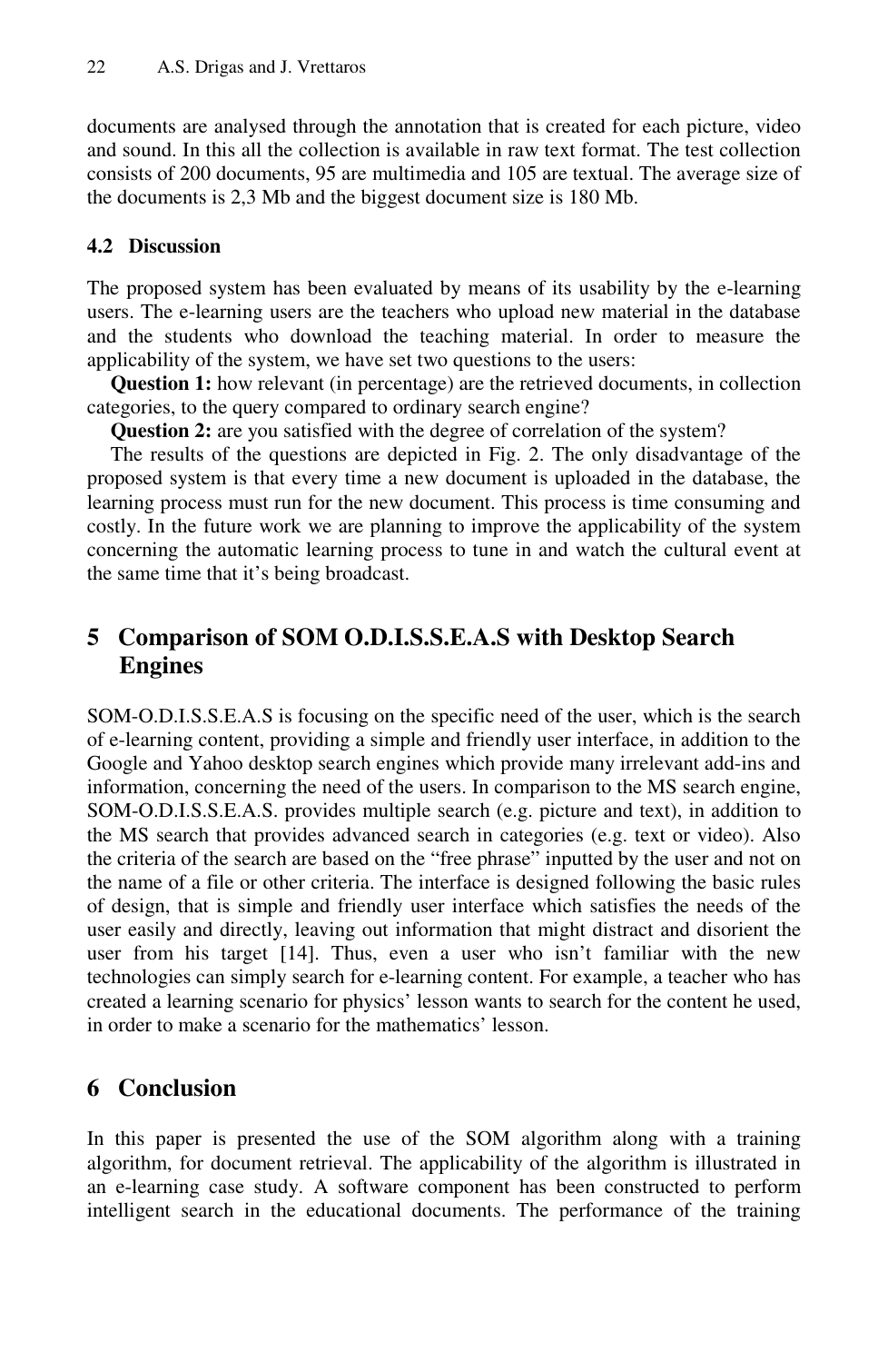documents are analysed through the annotation that is created for each picture, video and sound. In this all the collection is available in raw text format. The test collection consists of 200 documents, 95 are multimedia and 105 are textual. The average size of the documents is 2,3 Mb and the biggest document size is 180 Mb.

### 4.2 Discussion

The proposed system has been evaluated by means of its usability by the e-learning users. The e-learning users are the teachers who upload new material in the database and the students who download the teaching material. In order to measure the applicability of the system, we have set two questions to the users:

**Question 1:** how relevant (in percentage) are the retrieved documents, in collection categories, to the query compared to ordinary search engine?

**Question 2:** are you satisfied with the degree of correlation of the system?

The results of the questions are depicted in Fig. 2. The only disadvantage of the proposed system is that every time a new document is uploaded in the database, the learning process must run for the new document. This process is time consuming and costly. In the future work we are planning to improve the applicability of the system concerning the automatic learning process to tune in and watch the cultural event at the same time that it's being broadcast.

## 5 Comparison of SOM O.D.I.S.S.E.A.S with Desktop Search Engines

SOM-O.D.I.S.S.E.A.S is focusing on the specific need of the user, which is the search of e-learning content, providing a simple and friendly user interface, in addition to the Google and Yahoo desktop search engines which provide many irrelevant add-ins and information, concerning the need of the users. In comparison to the MS search engine, SOM-O.D.I.S.S.E.A.S. provides multiple search (e.g. picture and text), in addition to the MS search that provides advanced search in categories (e.g. text or video). Also the criteria of the search are based on the "free phrase" inputted by the user and not on the name of a file or other criteria. The interface is designed following the basic rules of design, that is simple and friendly user interface which satisfies the needs of the user easily and directly, leaving out information that might distract and disorient the user from his target [14]. Thus, even a user who isn't familiar with the new technologies can simply search for e-learning content. For example, a teacher who has created a learning scenario for physics' lesson wants to search for the content he used, in order to make a scenario for the mathematics' lesson.

## 6 Conclusion

In this paper is presented the use of the SOM algorithm along with a training algorithm, for document retrieval. The applicability of the algorithm is illustrated in an e-learning case study. A software component has been constructed to perform intelligent search in the educational documents. The performance of the training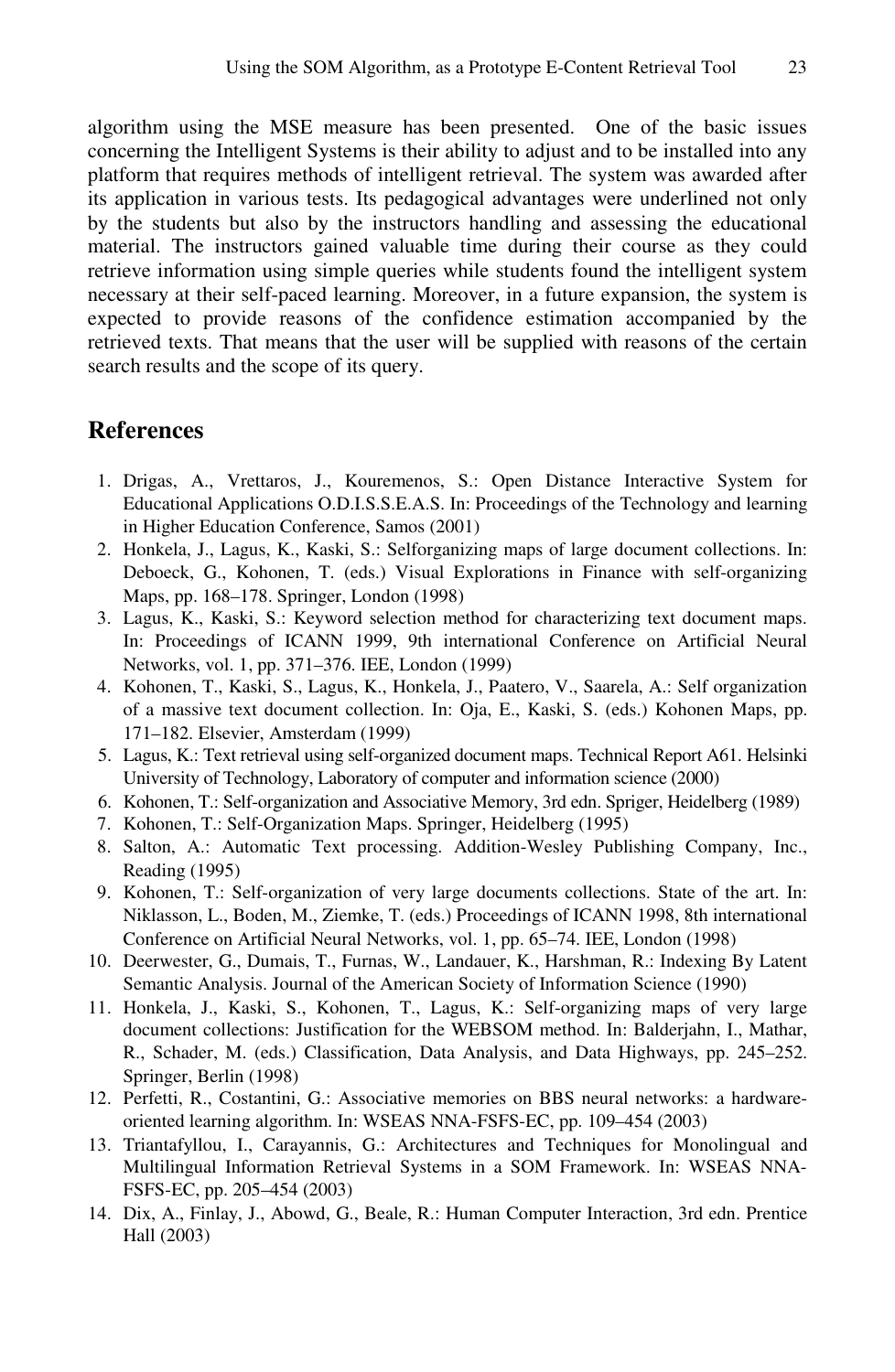algorithm using the MSE measure has been presented. One of the basic issues concerning the Intelligent Systems is their ability to adjust and to be installed into any platform that requires methods of intelligent retrieval. The system was awarded after its application in various tests. Its pedagogical advantages were underlined not only by the students but also by the instructors handling and assessing the educational material. The instructors gained valuable time during their course as they could retrieve information using simple queries while students found the intelligent system necessary at their self-paced learning. Moreover, in a future expansion, the system is expected to provide reasons of the confidence estimation accompanied by the retrieved texts. That means that the user will be supplied with reasons of the certain search results and the scope of its query.

## References

1. Drigas, A., Vrettaros, J., Kouremenos, S.: Open Distance Interactive System for Educational Applications O.D.I.S.S.E.A.S. In: Proceedings of the Technology and learning in Higher Education Conference, Samos (2001)
2. Honkela, J., Lagus, K., Kaski, S.: Selforganizing maps of large document collections. In: Deboeck, G., Kohonen, T. (eds.) Visual Explorations in Finance with self-organizing Maps, pp. 168–178. Springer, London (1998)
3. Lagus, K., Kaski, S.: Keyword selection method for characterizing text document maps. In: Proceedings of ICANN 1999, 9th international Conference on Artificial Neural Networks, vol. 1, pp. 371–376. IEE, London (1999)
4. Kohonen, T., Kaski, S., Lagus, K., Honkela, J., Paatero, V., Saarela, A.: Self organization of a massive text document collection. In: Oja, E., Kaski, S. (eds.) Kohonen Maps, pp. 171–182. Elsevier, Amsterdam (1999)
5. Lagus, K.: Text retrieval using self-organized document maps. Technical Report A61. Helsinki University of Technology, Laboratory of computer and information science (2000)
6. Kohonen, T.: Self-organization and Associative Memory, 3rd edn. Spriger, Heidelberg (1989)
7. Kohonen, T.: Self-Organization Maps. Springer, Heidelberg (1995)
8. Salton, A.: Automatic Text processing. Addition-Wesley Publishing Company, Inc., Reading (1995)
9. Kohonen, T.: Self-organization of very large documents collections. State of the art. In: Niklasson, L., Boden, M., Ziemke, T. (eds.) Proceedings of ICANN 1998, 8th international Conference on Artificial Neural Networks, vol. 1, pp. 65–74. IEE, London (1998)
10. Deerwester, G., Dumais, T., Furnas, W., Landauer, K., Harshman, R.: Indexing By Latent Semantic Analysis. Journal of the American Society of Information Science (1990)
11. Honkela, J., Kaski, S., Kohonen, T., Lagus, K.: Self-organizing maps of very large document collections: Justification for the WEBSOM method. In: Balderjahn, I., Mathar, R., Schader, M. (eds.) Classification, Data Analysis, and Data Highways, pp. 245–252. Springer, Berlin (1998)
12. Perfetti, R., Costantini, G.: Associative memories on BBS neural networks: a hardware-oriented learning algorithm. In: WSEAS NNA-FSFS-EC, pp. 109–454 (2003)
13. Triantafyllou, I., Carayannis, G.: Architectures and Techniques for Monolingual and Multilingual Information Retrieval Systems in a SOM Framework. In: WSEAS NNA-FSFS-EC, pp. 205–454 (2003)
14. Dix, A., Finlay, J., Abowd, G., Beale, R.: Human Computer Interaction, 3rd edn. Prentice Hall (2003)